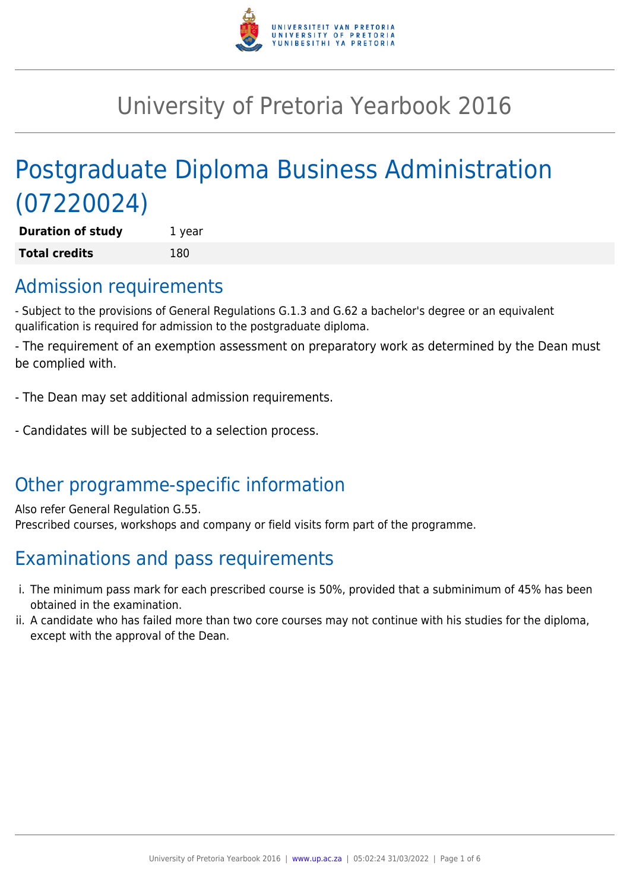# University of Pretoria Yearbook 2016

## Postgraduate Diploma Business Administration (07220024)

| | |
|---|---|
| **Duration of study** | 1 year |
| **Total credits** | 180 |

## Admission requirements

- Subject to the provisions of General Regulations G.1.3 and G.62 a bachelor's degree or an equivalent qualification is required for admission to the postgraduate diploma.

- The requirement of an exemption assessment on preparatory work as determined by the Dean must be complied with.

- The Dean may set additional admission requirements.

- Candidates will be subjected to a selection process.

## Other programme-specific information

Also refer General Regulation G.55.
Prescribed courses, workshops and company or field visits form part of the programme.

## Examinations and pass requirements

i. The minimum pass mark for each prescribed course is 50%, provided that a subminimum of 45% has been obtained in the examination.
ii. A candidate who has failed more than two core courses may not continue with his studies for the diploma, except with the approval of the Dean.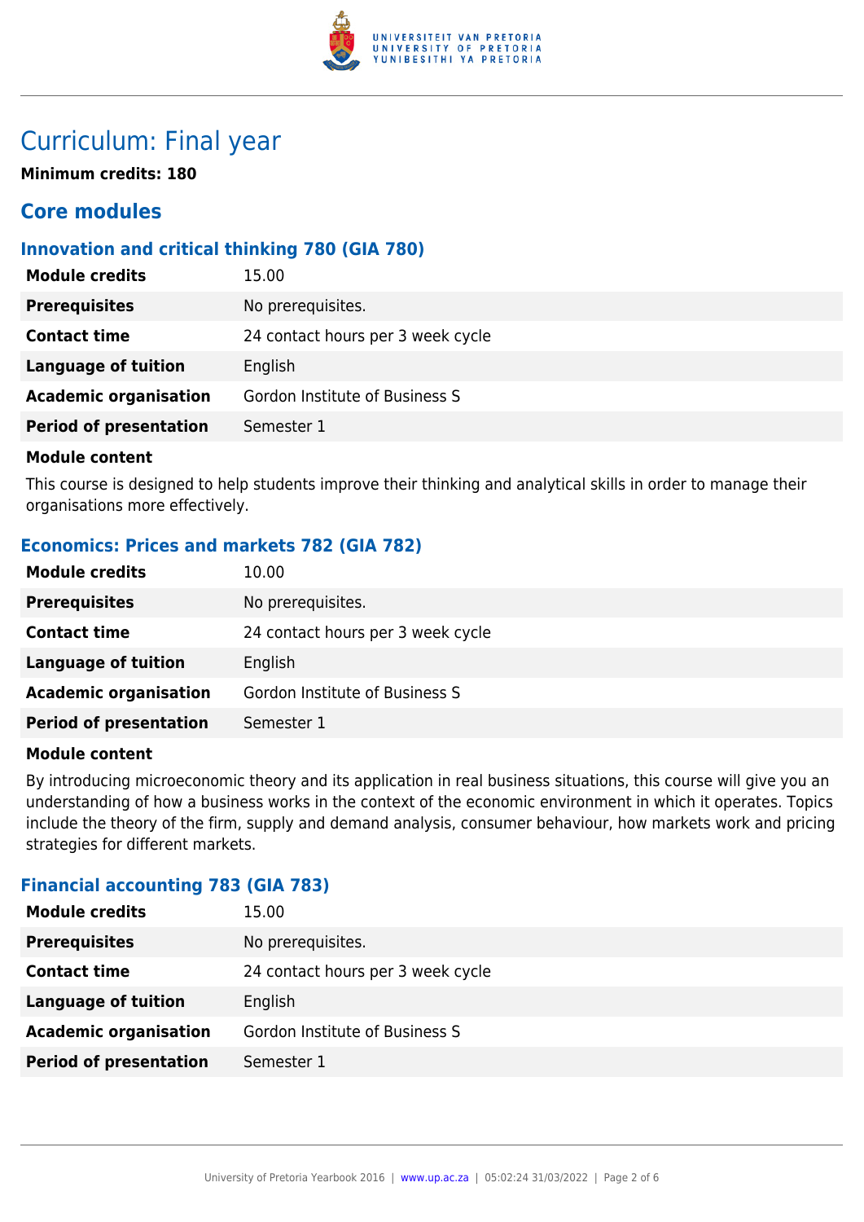# Curriculum: Final year

**Minimum credits: 180**

## Core modules

### Innovation and critical thinking 780 (GIA 780)

| | |
|---|---|
| **Module credits** | 15.00 |
| **Prerequisites** | No prerequisites. |
| **Contact time** | 24 contact hours per 3 week cycle |
| **Language of tuition** | English |
| **Academic organisation** | Gordon Institute of Business S |
| **Period of presentation** | Semester 1 |

**Module content**

This course is designed to help students improve their thinking and analytical skills in order to manage their organisations more effectively.

### Economics: Prices and markets 782 (GIA 782)

| | |
|---|---|
| **Module credits** | 10.00 |
| **Prerequisites** | No prerequisites. |
| **Contact time** | 24 contact hours per 3 week cycle |
| **Language of tuition** | English |
| **Academic organisation** | Gordon Institute of Business S |
| **Period of presentation** | Semester 1 |

**Module content**

By introducing microeconomic theory and its application in real business situations, this course will give you an understanding of how a business works in the context of the economic environment in which it operates. Topics include the theory of the firm, supply and demand analysis, consumer behaviour, how markets work and pricing strategies for different markets.

### Financial accounting 783 (GIA 783)

| | |
|---|---|
| **Module credits** | 15.00 |
| **Prerequisites** | No prerequisites. |
| **Contact time** | 24 contact hours per 3 week cycle |
| **Language of tuition** | English |
| **Academic organisation** | Gordon Institute of Business S |
| **Period of presentation** | Semester 1 |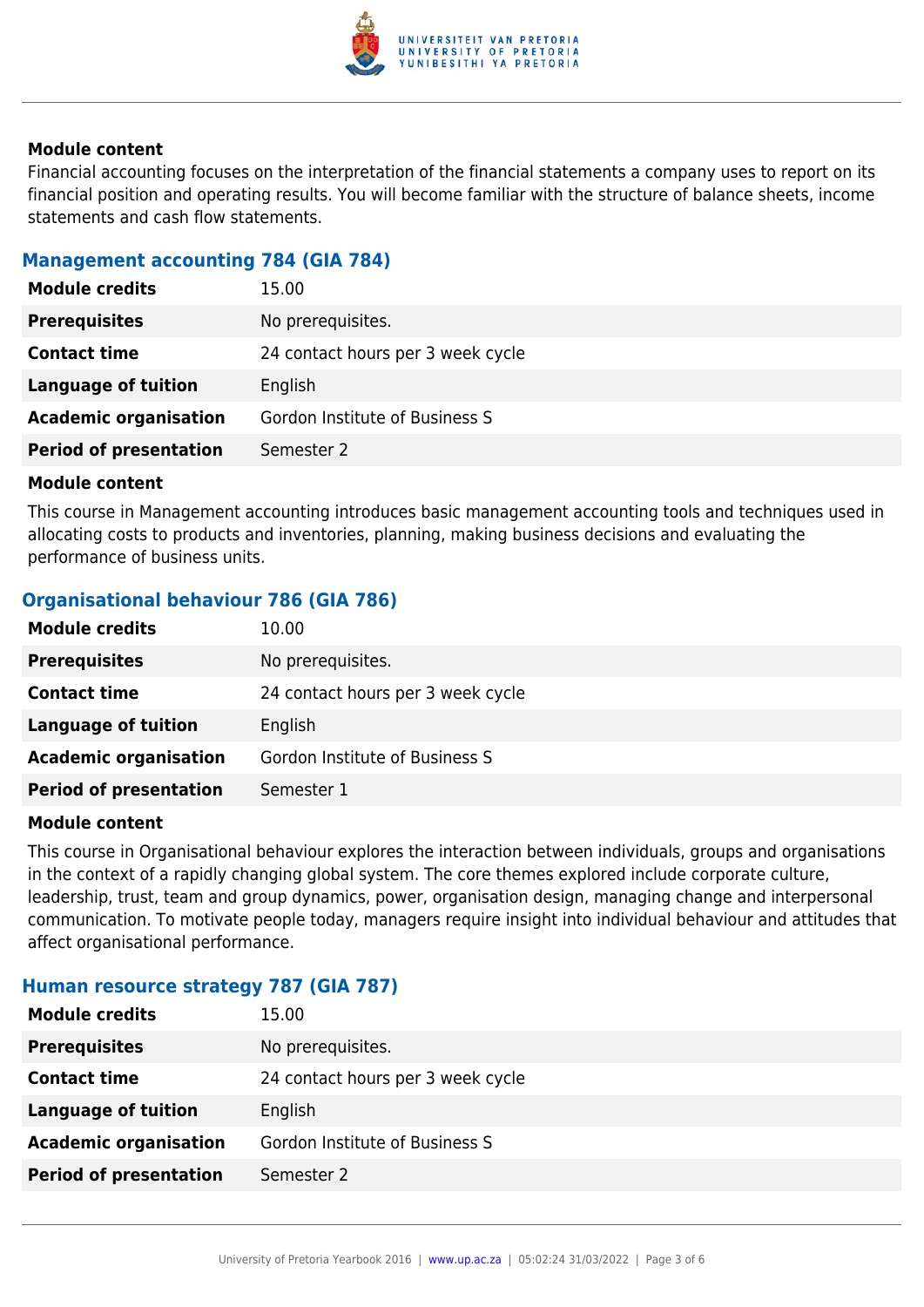#### Module content

Financial accounting focuses on the interpretation of the financial statements a company uses to report on its financial position and operating results. You will become familiar with the structure of balance sheets, income statements and cash flow statements.

### Management accounting 784 (GIA 784)

| | |
|---|---|
| **Module credits** | 15.00 |
| **Prerequisites** | No prerequisites. |
| **Contact time** | 24 contact hours per 3 week cycle |
| **Language of tuition** | English |
| **Academic organisation** | Gordon Institute of Business S |
| **Period of presentation** | Semester 2 |

#### Module content

This course in Management accounting introduces basic management accounting tools and techniques used in allocating costs to products and inventories, planning, making business decisions and evaluating the performance of business units.

### Organisational behaviour 786 (GIA 786)

| | |
|---|---|
| **Module credits** | 10.00 |
| **Prerequisites** | No prerequisites. |
| **Contact time** | 24 contact hours per 3 week cycle |
| **Language of tuition** | English |
| **Academic organisation** | Gordon Institute of Business S |
| **Period of presentation** | Semester 1 |

#### Module content

This course in Organisational behaviour explores the interaction between individuals, groups and organisations in the context of a rapidly changing global system. The core themes explored include corporate culture, leadership, trust, team and group dynamics, power, organisation design, managing change and interpersonal communication. To motivate people today, managers require insight into individual behaviour and attitudes that affect organisational performance.

### Human resource strategy 787 (GIA 787)

| | |
|---|---|
| **Module credits** | 15.00 |
| **Prerequisites** | No prerequisites. |
| **Contact time** | 24 contact hours per 3 week cycle |
| **Language of tuition** | English |
| **Academic organisation** | Gordon Institute of Business S |
| **Period of presentation** | Semester 2 |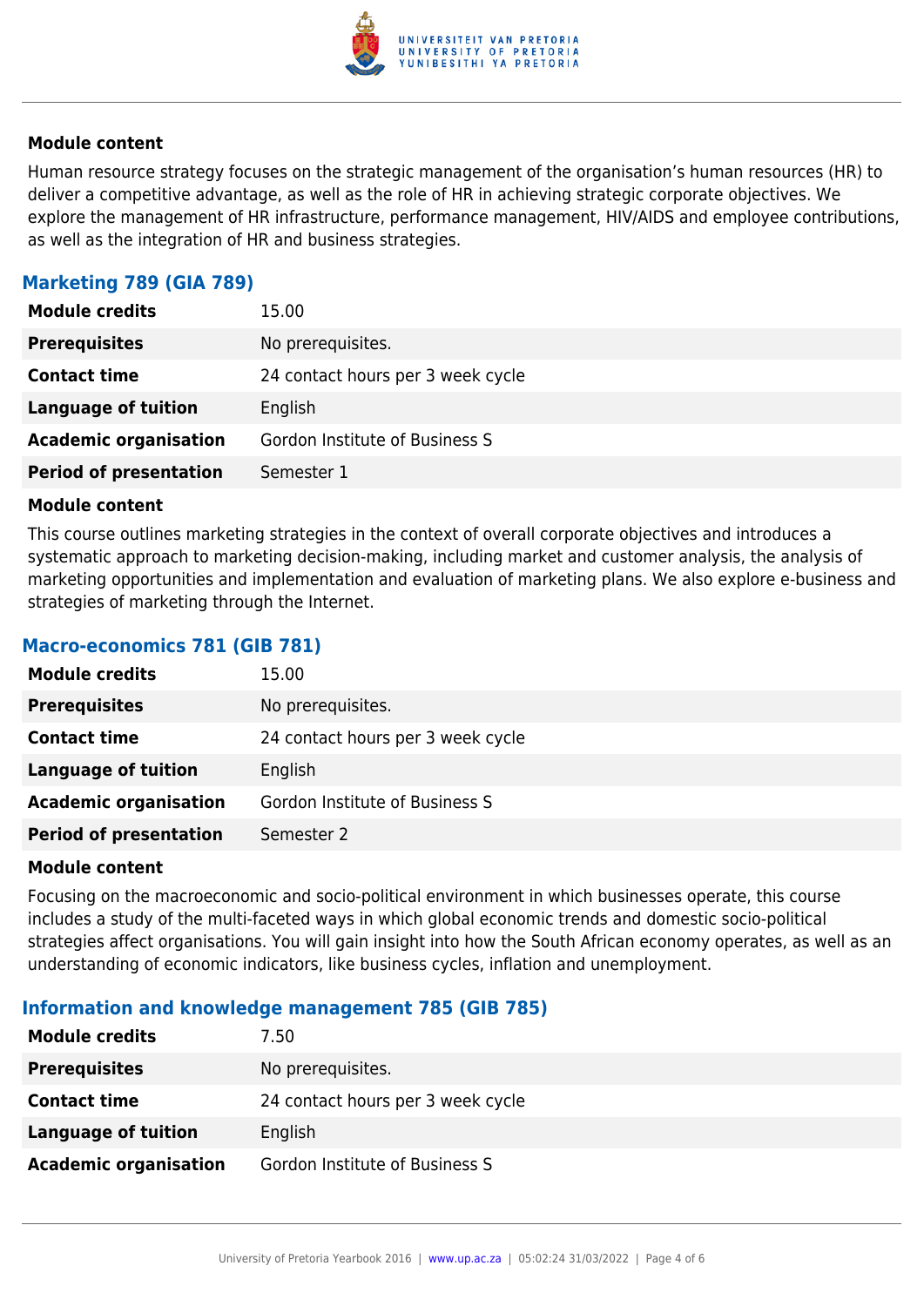**Module content**

Human resource strategy focuses on the strategic management of the organisation's human resources (HR) to deliver a competitive advantage, as well as the role of HR in achieving strategic corporate objectives. We explore the management of HR infrastructure, performance management, HIV/AIDS and employee contributions, as well as the integration of HR and business strategies.

### Marketing 789 (GIA 789)

| | |
|---|---|
| **Module credits** | 15.00 |
| **Prerequisites** | No prerequisites. |
| **Contact time** | 24 contact hours per 3 week cycle |
| **Language of tuition** | English |
| **Academic organisation** | Gordon Institute of Business S |
| **Period of presentation** | Semester 1 |

**Module content**

This course outlines marketing strategies in the context of overall corporate objectives and introduces a systematic approach to marketing decision-making, including market and customer analysis, the analysis of marketing opportunities and implementation and evaluation of marketing plans. We also explore e-business and strategies of marketing through the Internet.

### Macro-economics 781 (GIB 781)

| | |
|---|---|
| **Module credits** | 15.00 |
| **Prerequisites** | No prerequisites. |
| **Contact time** | 24 contact hours per 3 week cycle |
| **Language of tuition** | English |
| **Academic organisation** | Gordon Institute of Business S |
| **Period of presentation** | Semester 2 |

**Module content**

Focusing on the macroeconomic and socio-political environment in which businesses operate, this course includes a study of the multi-faceted ways in which global economic trends and domestic socio-political strategies affect organisations. You will gain insight into how the South African economy operates, as well as an understanding of economic indicators, like business cycles, inflation and unemployment.

### Information and knowledge management 785 (GIB 785)

| | |
|---|---|
| **Module credits** | 7.50 |
| **Prerequisites** | No prerequisites. |
| **Contact time** | 24 contact hours per 3 week cycle |
| **Language of tuition** | English |
| **Academic organisation** | Gordon Institute of Business S |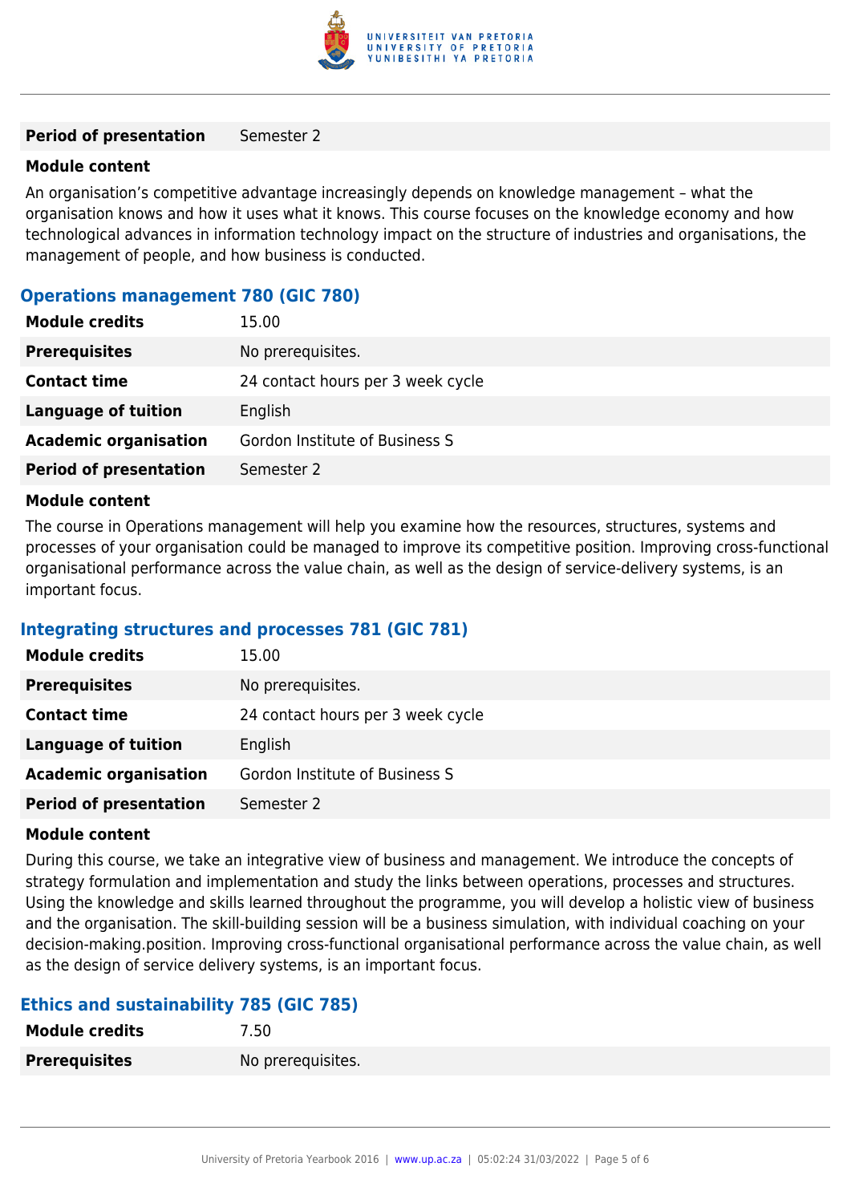| | |
|---|---|
| **Period of presentation** | Semester 2 |

**Module content**

An organisation's competitive advantage increasingly depends on knowledge management – what the organisation knows and how it uses what it knows. This course focuses on the knowledge economy and how technological advances in information technology impact on the structure of industries and organisations, the management of people, and how business is conducted.

### Operations management 780 (GIC 780)

| | |
|---|---|
| **Module credits** | 15.00 |
| **Prerequisites** | No prerequisites. |
| **Contact time** | 24 contact hours per 3 week cycle |
| **Language of tuition** | English |
| **Academic organisation** | Gordon Institute of Business S |
| **Period of presentation** | Semester 2 |

**Module content**

The course in Operations management will help you examine how the resources, structures, systems and processes of your organisation could be managed to improve its competitive position. Improving cross-functional organisational performance across the value chain, as well as the design of service-delivery systems, is an important focus.

### Integrating structures and processes 781 (GIC 781)

| | |
|---|---|
| **Module credits** | 15.00 |
| **Prerequisites** | No prerequisites. |
| **Contact time** | 24 contact hours per 3 week cycle |
| **Language of tuition** | English |
| **Academic organisation** | Gordon Institute of Business S |
| **Period of presentation** | Semester 2 |

**Module content**

During this course, we take an integrative view of business and management. We introduce the concepts of strategy formulation and implementation and study the links between operations, processes and structures. Using the knowledge and skills learned throughout the programme, you will develop a holistic view of business and the organisation. The skill-building session will be a business simulation, with individual coaching on your decision-making.position. Improving cross-functional organisational performance across the value chain, as well as the design of service delivery systems, is an important focus.

### Ethics and sustainability 785 (GIC 785)

| | |
|---|---|
| **Module credits** | 7.50 |
| **Prerequisites** | No prerequisites. |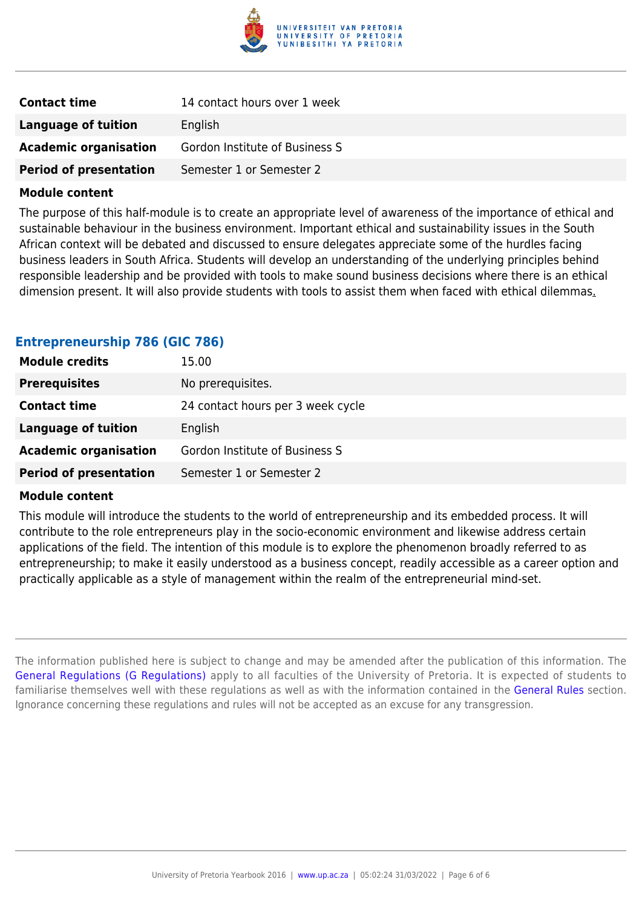| | |
|---|---|
| **Contact time** | 14 contact hours over 1 week |
| **Language of tuition** | English |
| **Academic organisation** | Gordon Institute of Business S |
| **Period of presentation** | Semester 1 or Semester 2 |

**Module content**

The purpose of this half-module is to create an appropriate level of awareness of the importance of ethical and sustainable behaviour in the business environment. Important ethical and sustainability issues in the South African context will be debated and discussed to ensure delegates appreciate some of the hurdles facing business leaders in South Africa. Students will develop an understanding of the underlying principles behind responsible leadership and be provided with tools to make sound business decisions where there is an ethical dimension present. It will also provide students with tools to assist them when faced with ethical dilemmas.

### Entrepreneurship 786 (GIC 786)

| | |
|---|---|
| **Module credits** | 15.00 |
| **Prerequisites** | No prerequisites. |
| **Contact time** | 24 contact hours per 3 week cycle |
| **Language of tuition** | English |
| **Academic organisation** | Gordon Institute of Business S |
| **Period of presentation** | Semester 1 or Semester 2 |

**Module content**

This module will introduce the students to the world of entrepreneurship and its embedded process. It will contribute to the role entrepreneurs play in the socio-economic environment and likewise address certain applications of the field. The intention of this module is to explore the phenomenon broadly referred to as entrepreneurship; to make it easily understood as a business concept, readily accessible as a career option and practically applicable as a style of management within the realm of the entrepreneurial mind-set.

The information published here is subject to change and may be amended after the publication of this information. The General Regulations (G Regulations) apply to all faculties of the University of Pretoria. It is expected of students to familiarise themselves well with these regulations as well as with the information contained in the General Rules section. Ignorance concerning these regulations and rules will not be accepted as an excuse for any transgression.